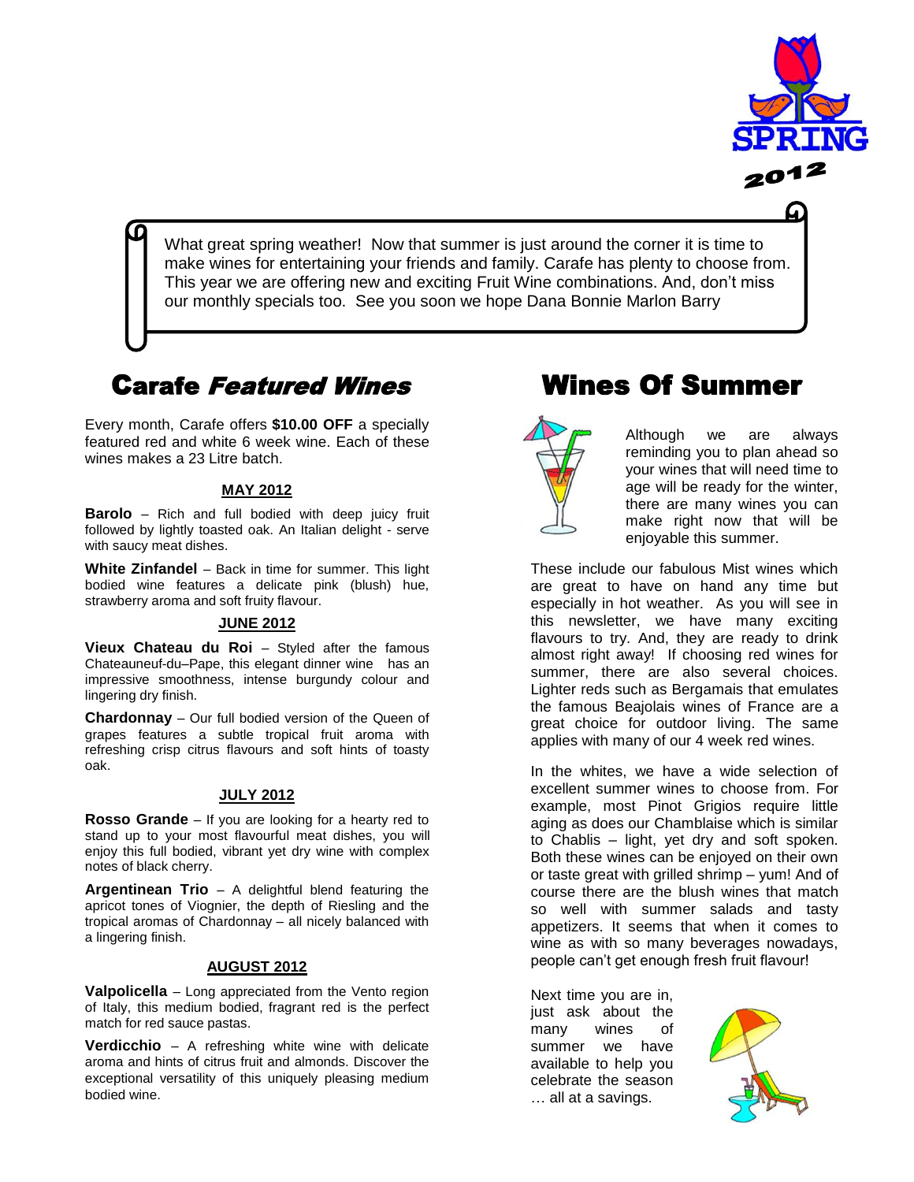SPRING 2012

What great spring weather! Now that summer is just around the corner it is time to make wines for entertaining your friends and family. Carafe has plenty to choose from. This year we are offering new and exciting Fruit Wine combinations. And, don't miss our monthly specials too. See you soon we hope Dana Bonnie Marlon Barry

## Carafe *Featured Wines*

Every month, Carafe offers **$10.00 OFF** a specially featured red and white 6 week wine. Each of these wines makes a 23 Litre batch.

### MAY 2012

**Barolo** – Rich and full bodied with deep juicy fruit followed by lightly toasted oak. An Italian delight - serve with saucy meat dishes.

**White Zinfandel** – Back in time for summer. This light bodied wine features a delicate pink (blush) hue, strawberry aroma and soft fruity flavour.

### JUNE 2012

**Vieux Chateau du Roi** – Styled after the famous Chateauneuf-du–Pape, this elegant dinner wine has an impressive smoothness, intense burgundy colour and lingering dry finish.

**Chardonnay** – Our full bodied version of the Queen of grapes features a subtle tropical fruit aroma with refreshing crisp citrus flavours and soft hints of toasty oak.

### JULY 2012

**Rosso Grande** – If you are looking for a hearty red to stand up to your most flavourful meat dishes, you will enjoy this full bodied, vibrant yet dry wine with complex notes of black cherry.

**Argentinean Trio** – A delightful blend featuring the apricot tones of Viognier, the depth of Riesling and the tropical aromas of Chardonnay – all nicely balanced with a lingering finish.

### AUGUST 2012

**Valpolicella** – Long appreciated from the Vento region of Italy, this medium bodied, fragrant red is the perfect match for red sauce pastas.

**Verdicchio** – A refreshing white wine with delicate aroma and hints of citrus fruit and almonds. Discover the exceptional versatility of this uniquely pleasing medium bodied wine.

## Wines Of Summer

Although we are always reminding you to plan ahead so your wines that will need time to age will be ready for the winter, there are many wines you can make right now that will be enjoyable this summer.

These include our fabulous Mist wines which are great to have on hand any time but especially in hot weather. As you will see in this newsletter, we have many exciting flavours to try. And, they are ready to drink almost right away! If choosing red wines for summer, there are also several choices. Lighter reds such as Bergamais that emulates the famous Beajolais wines of France are a great choice for outdoor living. The same applies with many of our 4 week red wines.

In the whites, we have a wide selection of excellent summer wines to choose from. For example, most Pinot Grigios require little aging as does our Chamblaise which is similar to Chablis – light, yet dry and soft spoken. Both these wines can be enjoyed on their own or taste great with grilled shrimp – yum! And of course there are the blush wines that match so well with summer salads and tasty appetizers. It seems that when it comes to wine as with so many beverages nowadays, people can't get enough fresh fruit flavour!

Next time you are in, just ask about the many wines of summer we have available to help you celebrate the season … all at a savings.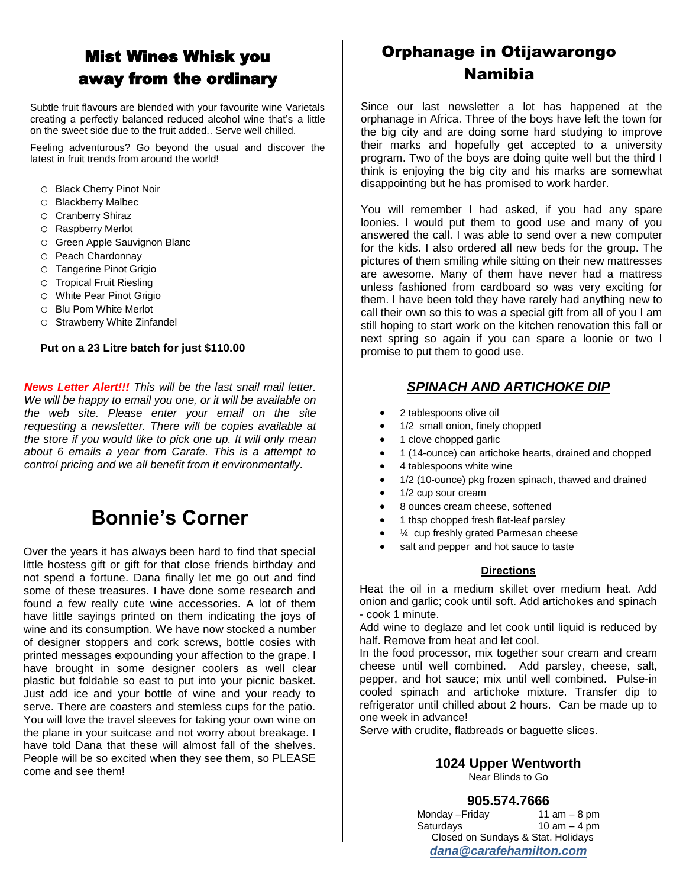## Mist Wines Whisk you away from the ordinary

Subtle fruit flavours are blended with your favourite wine Varietals creating a perfectly balanced reduced alcohol wine that's a little on the sweet side due to the fruit added.. Serve well chilled.

Feeling adventurous? Go beyond the usual and discover the latest in fruit trends from around the world!

- Black Cherry Pinot Noir
- Blackberry Malbec
- Cranberry Shiraz
- Raspberry Merlot
- Green Apple Sauvignon Blanc
- Peach Chardonnay
- Tangerine Pinot Grigio
- Tropical Fruit Riesling
- White Pear Pinot Grigio
- Blu Pom White Merlot
- Strawberry White Zinfandel

**Put on a 23 Litre batch for just $110.00**

***News Letter Alert!!!*** *This will be the last snail mail letter. We will be happy to email you one, or it will be available on the web site. Please enter your email on the site requesting a newsletter. There will be copies available at the store if you would like to pick one up. It will only mean about 6 emails a year from Carafe. This is a attempt to control pricing and we all benefit from it environmentally.*

## Bonnie's Corner

Over the years it has always been hard to find that special little hostess gift or gift for that close friends birthday and not spend a fortune. Dana finally let me go out and find some of these treasures. I have done some research and found a few really cute wine accessories. A lot of them have little sayings printed on them indicating the joys of wine and its consumption. We have now stocked a number of designer stoppers and cork screws, bottle cosies with printed messages expounding your affection to the grape. I have brought in some designer coolers as well clear plastic but foldable so east to put into your picnic basket. Just add ice and your bottle of wine and your ready to serve. There are coasters and stemless cups for the patio. You will love the travel sleeves for taking your own wine on the plane in your suitcase and not worry about breakage. I have told Dana that these will almost fall of the shelves. People will be so excited when they see them, so PLEASE come and see them!

## Orphanage in Otijawarongo Namibia

Since our last newsletter a lot has happened at the orphanage in Africa. Three of the boys have left the town for the big city and are doing some hard studying to improve their marks and hopefully get accepted to a university program. Two of the boys are doing quite well but the third I think is enjoying the big city and his marks are somewhat disappointing but he has promised to work harder.

You will remember I had asked, if you had any spare loonies. I would put them to good use and many of you answered the call. I was able to send over a new computer for the kids. I also ordered all new beds for the group. The pictures of them smiling while sitting on their new mattresses are awesome. Many of them have never had a mattress unless fashioned from cardboard so was very exciting for them. I have been told they have rarely had anything new to call their own so this to was a special gift from all of you I am still hoping to start work on the kitchen renovation this fall or next spring so again if you can spare a loonie or two I promise to put them to good use.

### *SPINACH AND ARTICHOKE DIP*

- 2 tablespoons olive oil
- 1/2 small onion, finely chopped
- 1 clove chopped garlic
- 1 (14-ounce) can artichoke hearts, drained and chopped
- 4 tablespoons white wine
- 1/2 (10-ounce) pkg frozen spinach, thawed and drained
- 1/2 cup sour cream
- 8 ounces cream cheese, softened
- 1 tbsp chopped fresh flat-leaf parsley
- ¼ cup freshly grated Parmesan cheese
- salt and pepper and hot sauce to taste

**Directions**

Heat the oil in a medium skillet over medium heat. Add onion and garlic; cook until soft. Add artichokes and spinach - cook 1 minute.

Add wine to deglaze and let cook until liquid is reduced by half. Remove from heat and let cool.

In the food processor, mix together sour cream and cream cheese until well combined. Add parsley, cheese, salt, pepper, and hot sauce; mix until well combined. Pulse-in cooled spinach and artichoke mixture. Transfer dip to refrigerator until chilled about 2 hours. Can be made up to one week in advance!

Serve with crudite, flatbreads or baguette slices.

**1024 Upper Wentworth**
Near Blinds to Go

**905.574.7666**

| | |
|---|---|
| Monday –Friday | 11 am – 8 pm |
| Saturdays | 10 am – 4 pm |

Closed on Sundays & Stat. Holidays

***dana@carafehamilton.com***